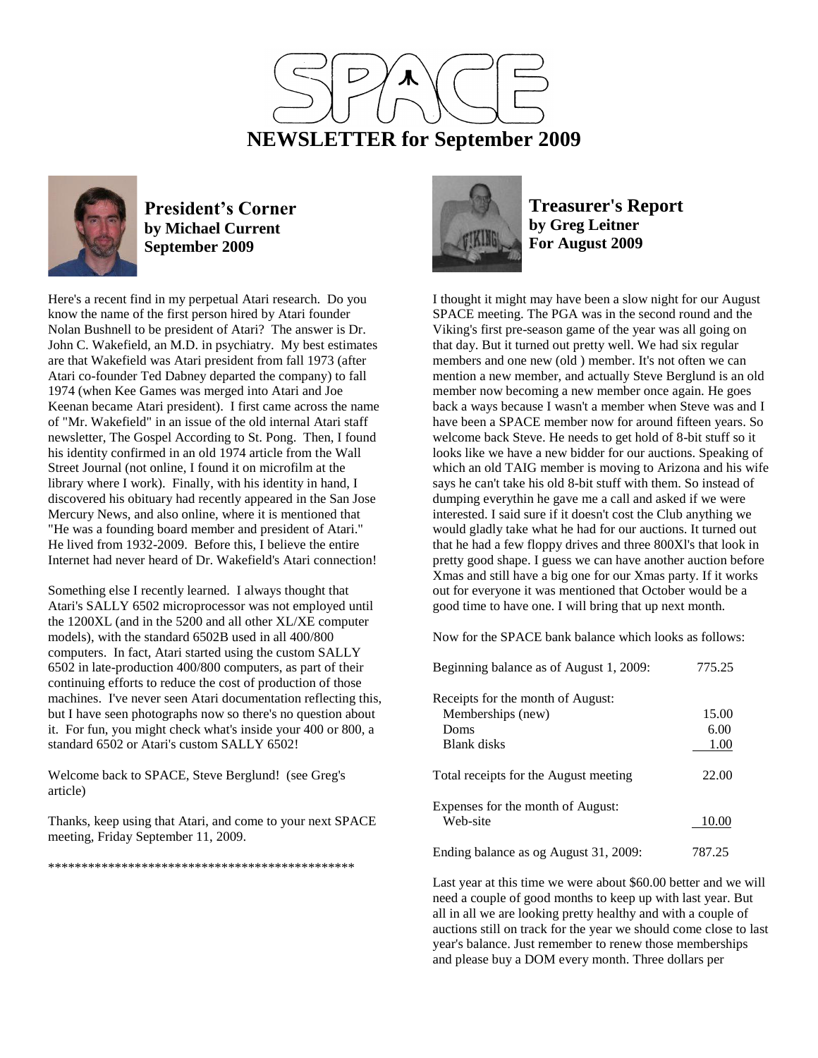# NEWSLETTER for September 2009

## President's Corner
**by Michael Current**
**September 2009**

Here's a recent find in my perpetual Atari research. Do you know the name of the first person hired by Atari founder Nolan Bushnell to be president of Atari? The answer is Dr. John C. Wakefield, an M.D. in psychiatry. My best estimates are that Wakefield was Atari president from fall 1973 (after Atari co-founder Ted Dabney departed the company) to fall 1974 (when Kee Games was merged into Atari and Joe Keenan became Atari president). I first came across the name of "Mr. Wakefield" in an issue of the old internal Atari staff newsletter, The Gospel According to St. Pong. Then, I found his identity confirmed in an old 1974 article from the Wall Street Journal (not online, I found it on microfilm at the library where I work). Finally, with his identity in hand, I discovered his obituary had recently appeared in the San Jose Mercury News, and also online, where it is mentioned that "He was a founding board member and president of Atari." He lived from 1932-2009. Before this, I believe the entire Internet had never heard of Dr. Wakefield's Atari connection!

Something else I recently learned. I always thought that Atari's SALLY 6502 microprocessor was not employed until the 1200XL (and in the 5200 and all other XL/XE computer models), with the standard 6502B used in all 400/800 computers. In fact, Atari started using the custom SALLY 6502 in late-production 400/800 computers, as part of their continuing efforts to reduce the cost of production of those machines. I've never seen Atari documentation reflecting this, but I have seen photographs now so there's no question about it. For fun, you might check what's inside your 400 or 800, a standard 6502 or Atari's custom SALLY 6502!

Welcome back to SPACE, Steve Berglund! (see Greg's article)

Thanks, keep using that Atari, and come to your next SPACE meeting, Friday September 11, 2009.

\*\*\*\*\*\*\*\*\*\*\*\*\*\*\*\*\*\*\*\*\*\*\*\*\*\*\*\*\*\*\*\*\*\*\*\*\*\*\*\*\*\*\*\*\*\*\*

## Treasurer's Report
**by Greg Leitner**
**For August 2009**

I thought it might may have been a slow night for our August SPACE meeting. The PGA was in the second round and the Viking's first pre-season game of the year was all going on that day. But it turned out pretty well. We had six regular members and one new (old ) member. It's not often we can mention a new member, and actually Steve Berglund is an old member now becoming a new member once again. He goes back a ways because I wasn't a member when Steve was and I have been a SPACE member now for around fifteen years. So welcome back Steve. He needs to get hold of 8-bit stuff so it looks like we have a new bidder for our auctions. Speaking of which an old TAIG member is moving to Arizona and his wife says he can't take his old 8-bit stuff with them. So instead of dumping everythin he gave me a call and asked if we were interested. I said sure if it doesn't cost the Club anything we would gladly take what he had for our auctions. It turned out that he had a few floppy drives and three 800Xl's that look in pretty good shape. I guess we can have another auction before Xmas and still have a big one for our Xmas party. If it works out for everyone it was mentioned that October would be a good time to have one. I will bring that up next month.

Now for the SPACE bank balance which looks as follows:

| | |
|---|---|
| Beginning balance as of August 1, 2009: | 775.25 |
| Receipts for the month of August: | |
| Memberships (new) | 15.00 |
| Doms | 6.00 |
| Blank disks | 1.00 |
| Total receipts for the August meeting | 22.00 |
| Expenses for the month of August: | |
| Web-site | 10.00 |
| Ending balance as og August 31, 2009: | 787.25 |

Last year at this time we were about $60.00 better and we will need a couple of good months to keep up with last year. But all in all we are looking pretty healthy and with a couple of auctions still on track for the year we should come close to last year's balance. Just remember to renew those memberships and please buy a DOM every month. Three dollars per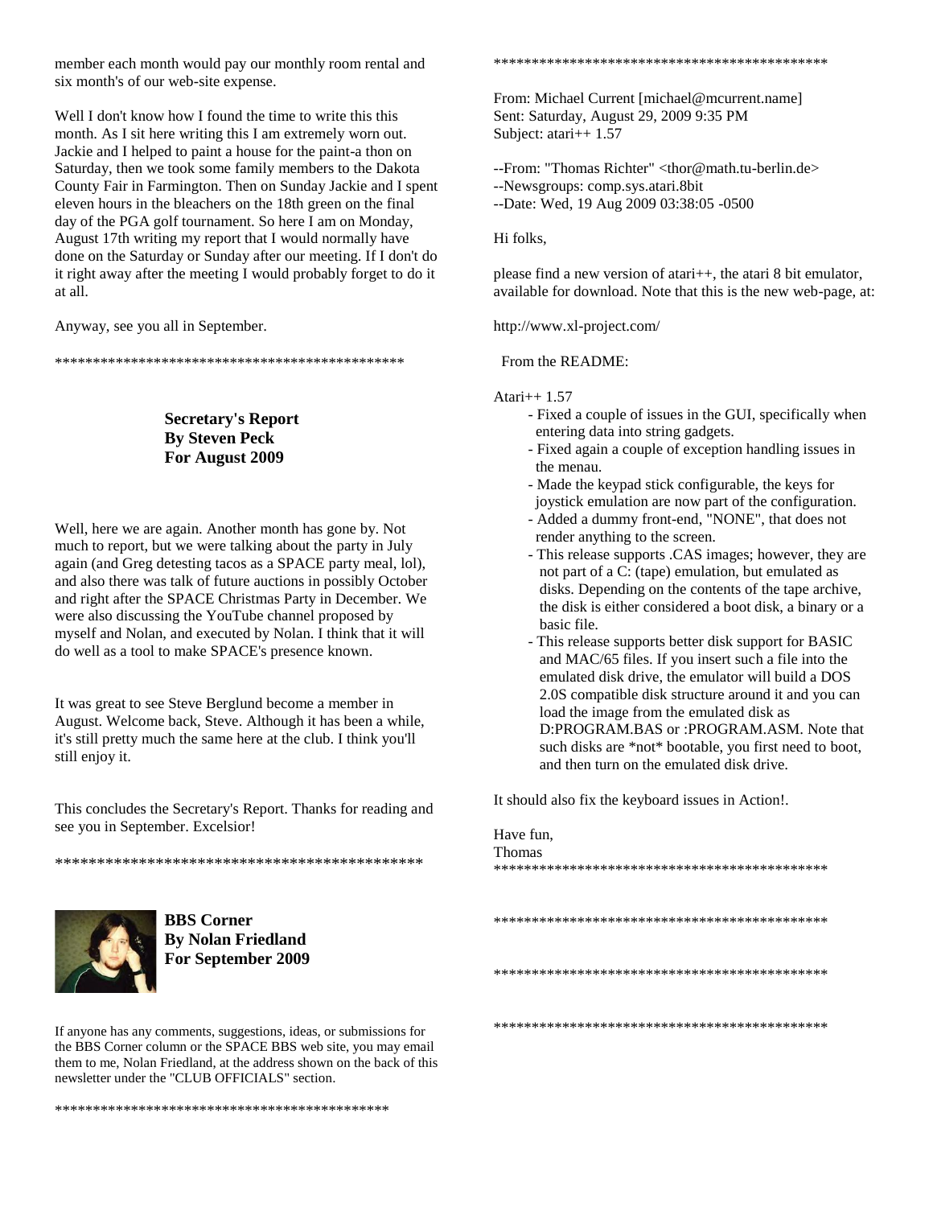member each month would pay our monthly room rental and six month's of our web-site expense.

Well I don't know how I found the time to write this this month. As I sit here writing this I am extremely worn out. Jackie and I helped to paint a house for the paint-a thon on Saturday, then we took some family members to the Dakota County Fair in Farmington. Then on Sunday Jackie and I spent eleven hours in the bleachers on the 18th green on the final day of the PGA golf tournament. So here I am on Monday, August 17th writing my report that I would normally have done on the Saturday or Sunday after our meeting. If I don't do it right away after the meeting I would probably forget to do it at all.

Anyway, see you all in September.

\*\*\*\*\*\*\*\*\*\*\*\*\*\*\*\*\*\*\*\*\*\*\*\*\*\*\*\*\*\*\*\*\*\*\*\*\*\*\*\*\*\*\*\*\*\*

**Secretary's Report**
**By Steven Peck**
**For August 2009**

Well, here we are again. Another month has gone by. Not much to report, but we were talking about the party in July again (and Greg detesting tacos as a SPACE party meal, lol), and also there was talk of future auctions in possibly October and right after the SPACE Christmas Party in December. We were also discussing the YouTube channel proposed by myself and Nolan, and executed by Nolan. I think that it will do well as a tool to make SPACE's presence known.

It was great to see Steve Berglund become a member in August. Welcome back, Steve. Although it has been a while, it's still pretty much the same here at the club. I think you'll still enjoy it.

This concludes the Secretary's Report. Thanks for reading and see you in September. Excelsior!

\*\*\*\*\*\*\*\*\*\*\*\*\*\*\*\*\*\*\*\*\*\*\*\*\*\*\*\*\*\*\*\*\*\*\*\*\*\*\*\*\*\*\*\*\*\*

**BBS Corner**
**By Nolan Friedland**
**For September 2009**

If anyone has any comments, suggestions, ideas, or submissions for the BBS Corner column or the SPACE BBS web site, you may email them to me, Nolan Friedland, at the address shown on the back of this newsletter under the "CLUB OFFICIALS" section.

\*\*\*\*\*\*\*\*\*\*\*\*\*\*\*\*\*\*\*\*\*\*\*\*\*\*\*\*\*\*\*\*\*\*\*\*\*\*\*\*\*\*\*\*\*\*

\*\*\*\*\*\*\*\*\*\*\*\*\*\*\*\*\*\*\*\*\*\*\*\*\*\*\*\*\*\*\*\*\*\*\*\*\*\*\*\*\*\*\*\*\*\*

From: Michael Current [michael@mcurrent.name]
Sent: Saturday, August 29, 2009 9:35 PM
Subject: atari++ 1.57

--From: "Thomas Richter" <thor@math.tu-berlin.de>
--Newsgroups: comp.sys.atari.8bit
--Date: Wed, 19 Aug 2009 03:38:05 -0500

Hi folks,

please find a new version of atari++, the atari 8 bit emulator, available for download. Note that this is the new web-page, at:

http://www.xl-project.com/

From the README:

Atari++ 1.57

- Fixed a couple of issues in the GUI, specifically when entering data into string gadgets.
- Fixed again a couple of exception handling issues in the menau.
- Made the keypad stick configurable, the keys for joystick emulation are now part of the configuration.
- Added a dummy front-end, "NONE", that does not render anything to the screen.
- This release supports .CAS images; however, they are not part of a C: (tape) emulation, but emulated as disks. Depending on the contents of the tape archive, the disk is either considered a boot disk, a binary or a basic file.
- This release supports better disk support for BASIC and MAC/65 files. If you insert such a file into the emulated disk drive, the emulator will build a DOS 2.0S compatible disk structure around it and you can load the image from the emulated disk as D:PROGRAM.BAS or :PROGRAM.ASM. Note that such disks are *not* bootable, you first need to boot, and then turn on the emulated disk drive.

It should also fix the keyboard issues in Action!.

Have fun,
Thomas

\*\*\*\*\*\*\*\*\*\*\*\*\*\*\*\*\*\*\*\*\*\*\*\*\*\*\*\*\*\*\*\*\*\*\*\*\*\*\*\*\*\*\*\*\*\*

\*\*\*\*\*\*\*\*\*\*\*\*\*\*\*\*\*\*\*\*\*\*\*\*\*\*\*\*\*\*\*\*\*\*\*\*\*\*\*\*\*\*\*\*\*\*

\*\*\*\*\*\*\*\*\*\*\*\*\*\*\*\*\*\*\*\*\*\*\*\*\*\*\*\*\*\*\*\*\*\*\*\*\*\*\*\*\*\*\*\*\*\*

\*\*\*\*\*\*\*\*\*\*\*\*\*\*\*\*\*\*\*\*\*\*\*\*\*\*\*\*\*\*\*\*\*\*\*\*\*\*\*\*\*\*\*\*\*\*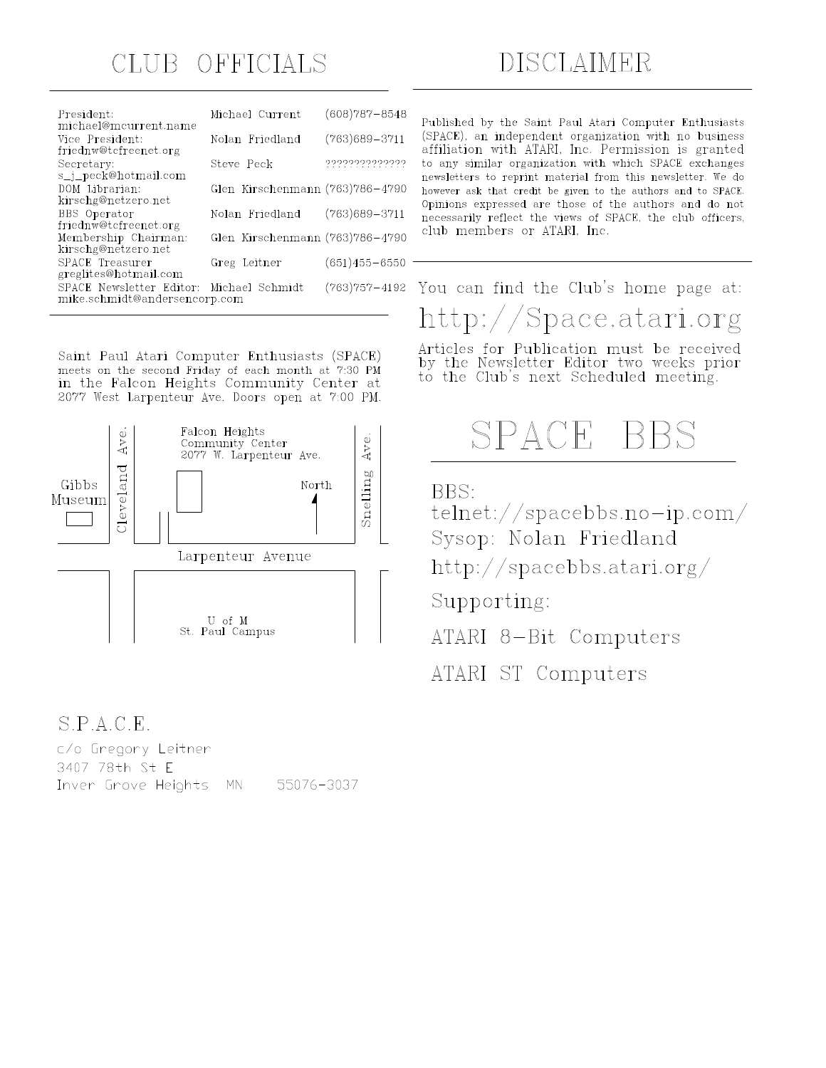# CLUB OFFICIALS

| | | |
|---|---|---|
| President: michael@mcurrent.name | Michael Current | (608)787-8548 |
| Vice President: friednw@tcfreenet.org | Nolan Friedland | (763)689-3711 |
| Secretary: s_j_peck@hotmail.com | Steve Peck | ?????????????? |
| DOM Librarian: kirschg@netzero.net | Glen Kirschenmann | (763)786-4790 |
| BBS Operator friednw@tcfreenet.org | Nolan Friedland | (763)689-3711 |
| Membership Chairman: kirschg@netzero.net | Glen Kirschenmann | (763)786-4790 |
| SPACE Treasurer greglites@hotmail.com | Greg Leitner | (651)455-6550 |
| SPACE Newsletter Editor: mike.schmidt@andersencorp.com | Michael Schmidt | (763)757-4192 |

Saint Paul Atari Computer Enthusiasts (SPACE) meets on the second Friday of each month at 7:30 PM in the Falcon Heights Community Center at 2077 West Larpenteur Ave. Doors open at 7:00 PM.

Falcon Heights
Community Center
2077 W. Larpenteur Ave.

Cleveland Ave.

Snelling Ave.

Gibbs Museum

North

Larpenteur Avenue

U of M
St. Paul Campus

# DISCLAIMER

Published by the Saint Paul Atari Computer Enthusiasts (SPACE), an independent organization with no business affiliation with ATARI, Inc. Permission is granted to any similar organization with which SPACE exchanges newsletters to reprint material from this newsletter. We do however ask that credit be given to the authors and to SPACE. Opinions expressed are those of the authors and do not necessarily reflect the views of SPACE, the club officers, club members or ATARI, Inc.

You can find the Club's home page at:

http://Space.atari.org

Articles for Publication must be received by the Newsletter Editor two weeks prior to the Club's next Scheduled meeting.

# SPACE BBS

BBS:
telnet://spacebbs.no-ip.com/
Sysop: Nolan Friedland
http://spacebbs.atari.org/

Supporting:

ATARI 8-Bit Computers

ATARI ST Computers

S.P.A.C.E.
c/o Gregory Leitner
3407 78th St E
Inver Grove Heights MN 55076-3037